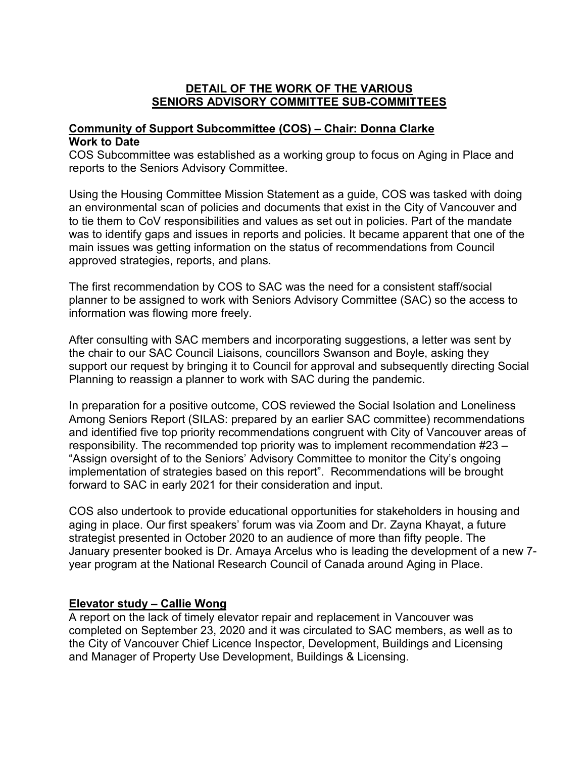# DETAIL OF THE WORK OF THE VARIOUS SENIORS ADVISORY COMMITTEE SUB-COMMITTEES

## Community of Support Subcommittee (COS) – Chair: Donna Clarke

**Work to Date**

COS Subcommittee was established as a working group to focus on Aging in Place and reports to the Seniors Advisory Committee.

Using the Housing Committee Mission Statement as a guide, COS was tasked with doing an environmental scan of policies and documents that exist in the City of Vancouver and to tie them to CoV responsibilities and values as set out in policies. Part of the mandate was to identify gaps and issues in reports and policies. It became apparent that one of the main issues was getting information on the status of recommendations from Council approved strategies, reports, and plans.

The first recommendation by COS to SAC was the need for a consistent staff/social planner to be assigned to work with Seniors Advisory Committee (SAC) so the access to information was flowing more freely.

After consulting with SAC members and incorporating suggestions, a letter was sent by the chair to our SAC Council Liaisons, councillors Swanson and Boyle, asking they support our request by bringing it to Council for approval and subsequently directing Social Planning to reassign a planner to work with SAC during the pandemic.

In preparation for a positive outcome, COS reviewed the Social Isolation and Loneliness Among Seniors Report (SILAS: prepared by an earlier SAC committee) recommendations and identified five top priority recommendations congruent with City of Vancouver areas of responsibility. The recommended top priority was to implement recommendation #23 – "Assign oversight of to the Seniors' Advisory Committee to monitor the City's ongoing implementation of strategies based on this report". Recommendations will be brought forward to SAC in early 2021 for their consideration and input.

COS also undertook to provide educational opportunities for stakeholders in housing and aging in place. Our first speakers' forum was via Zoom and Dr. Zayna Khayat, a future strategist presented in October 2020 to an audience of more than fifty people. The January presenter booked is Dr. Amaya Arcelus who is leading the development of a new 7-year program at the National Research Council of Canada around Aging in Place.

## Elevator study – Callie Wong

A report on the lack of timely elevator repair and replacement in Vancouver was completed on September 23, 2020 and it was circulated to SAC members, as well as to the City of Vancouver Chief Licence Inspector, Development, Buildings and Licensing and Manager of Property Use Development, Buildings & Licensing.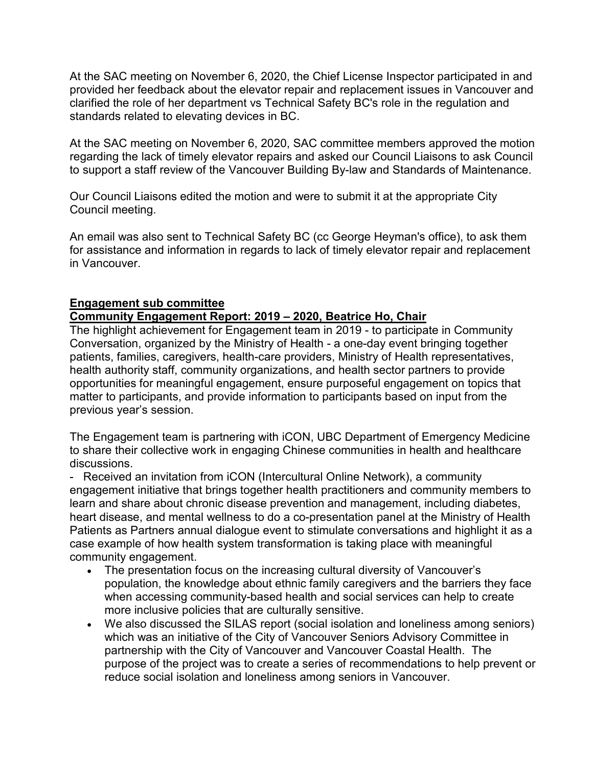At the SAC meeting on November 6, 2020, the Chief License Inspector participated in and provided her feedback about the elevator repair and replacement issues in Vancouver and clarified the role of her department vs Technical Safety BC's role in the regulation and standards related to elevating devices in BC.

At the SAC meeting on November 6, 2020, SAC committee members approved the motion regarding the lack of timely elevator repairs and asked our Council Liaisons to ask Council to support a staff review of the Vancouver Building By-law and Standards of Maintenance.

Our Council Liaisons edited the motion and were to submit it at the appropriate City Council meeting.

An email was also sent to Technical Safety BC (cc George Heyman's office), to ask them for assistance and information in regards to lack of timely elevator repair and replacement in Vancouver.

**Engagement sub committee**

**Community Engagement Report: 2019 – 2020, Beatrice Ho, Chair**

The highlight achievement for Engagement team in 2019 - to participate in Community Conversation, organized by the Ministry of Health - a one-day event bringing together patients, families, caregivers, health-care providers, Ministry of Health representatives, health authority staff, community organizations, and health sector partners to provide opportunities for meaningful engagement, ensure purposeful engagement on topics that matter to participants, and provide information to participants based on input from the previous year's session.

The Engagement team is partnering with iCON, UBC Department of Emergency Medicine to share their collective work in engaging Chinese communities in health and healthcare discussions.

- Received an invitation from iCON (Intercultural Online Network), a community engagement initiative that brings together health practitioners and community members to learn and share about chronic disease prevention and management, including diabetes, heart disease, and mental wellness to do a co-presentation panel at the Ministry of Health Patients as Partners annual dialogue event to stimulate conversations and highlight it as a case example of how health system transformation is taking place with meaningful community engagement.
  - The presentation focus on the increasing cultural diversity of Vancouver's population, the knowledge about ethnic family caregivers and the barriers they face when accessing community-based health and social services can help to create more inclusive policies that are culturally sensitive.
  - We also discussed the SILAS report (social isolation and loneliness among seniors) which was an initiative of the City of Vancouver Seniors Advisory Committee in partnership with the City of Vancouver and Vancouver Coastal Health. The purpose of the project was to create a series of recommendations to help prevent or reduce social isolation and loneliness among seniors in Vancouver.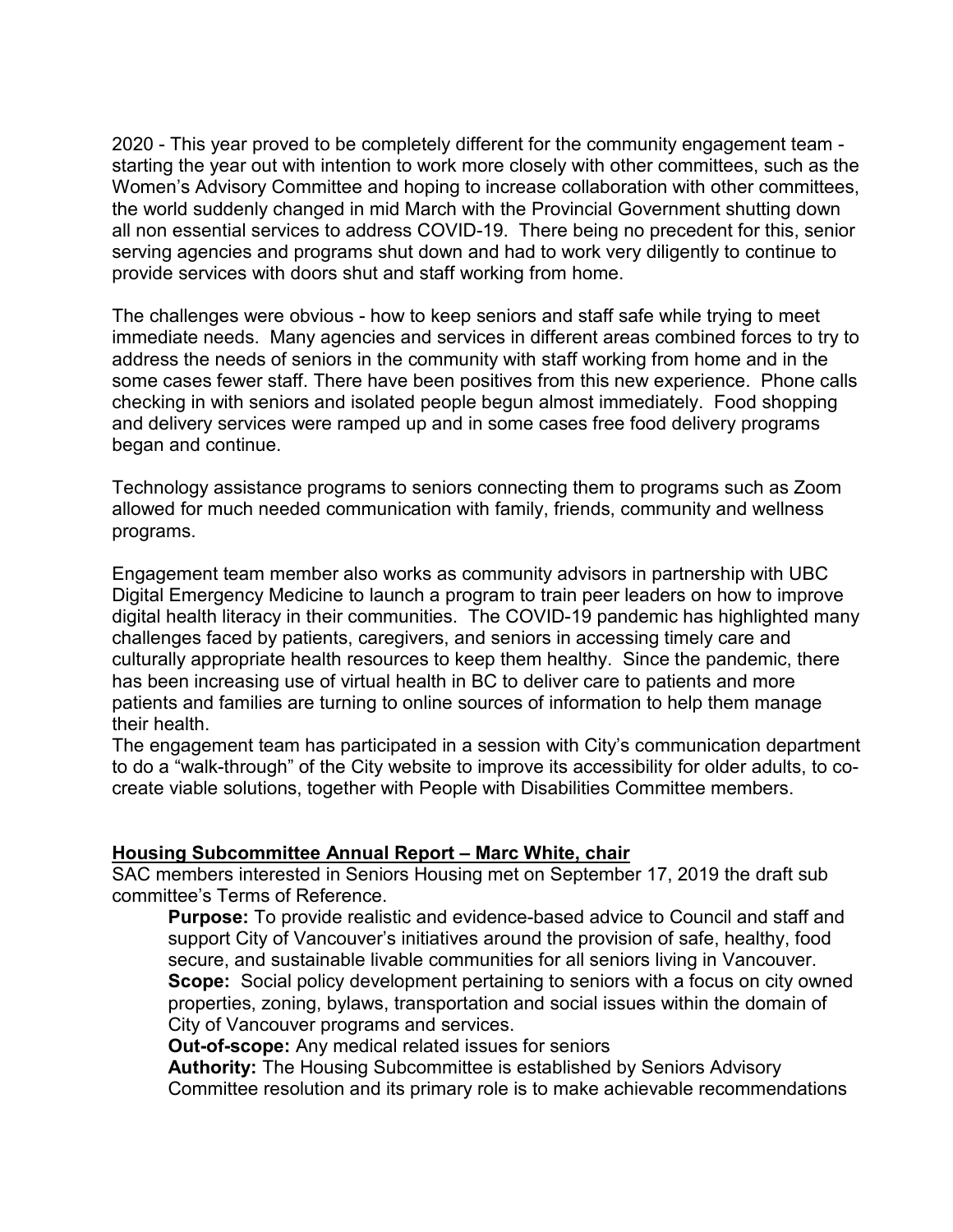2020 - This year proved to be completely different for the community engagement team - starting the year out with intention to work more closely with other committees, such as the Women's Advisory Committee and hoping to increase collaboration with other committees, the world suddenly changed in mid March with the Provincial Government shutting down all non essential services to address COVID-19. There being no precedent for this, senior serving agencies and programs shut down and had to work very diligently to continue to provide services with doors shut and staff working from home.

The challenges were obvious - how to keep seniors and staff safe while trying to meet immediate needs. Many agencies and services in different areas combined forces to try to address the needs of seniors in the community with staff working from home and in the some cases fewer staff. There have been positives from this new experience. Phone calls checking in with seniors and isolated people begun almost immediately. Food shopping and delivery services were ramped up and in some cases free food delivery programs began and continue.

Technology assistance programs to seniors connecting them to programs such as Zoom allowed for much needed communication with family, friends, community and wellness programs.

Engagement team member also works as community advisors in partnership with UBC Digital Emergency Medicine to launch a program to train peer leaders on how to improve digital health literacy in their communities. The COVID-19 pandemic has highlighted many challenges faced by patients, caregivers, and seniors in accessing timely care and culturally appropriate health resources to keep them healthy. Since the pandemic, there has been increasing use of virtual health in BC to deliver care to patients and more patients and families are turning to online sources of information to help them manage their health.

The engagement team has participated in a session with City's communication department to do a "walk-through" of the City website to improve its accessibility for older adults, to co-create viable solutions, together with People with Disabilities Committee members.

## Housing Subcommittee Annual Report – Marc White, chair

SAC members interested in Seniors Housing met on September 17, 2019 the draft sub committee's Terms of Reference.

**Purpose:** To provide realistic and evidence-based advice to Council and staff and support City of Vancouver's initiatives around the provision of safe, healthy, food secure, and sustainable livable communities for all seniors living in Vancouver.

**Scope:** Social policy development pertaining to seniors with a focus on city owned properties, zoning, bylaws, transportation and social issues within the domain of City of Vancouver programs and services.

**Out-of-scope:** Any medical related issues for seniors

**Authority:** The Housing Subcommittee is established by Seniors Advisory Committee resolution and its primary role is to make achievable recommendations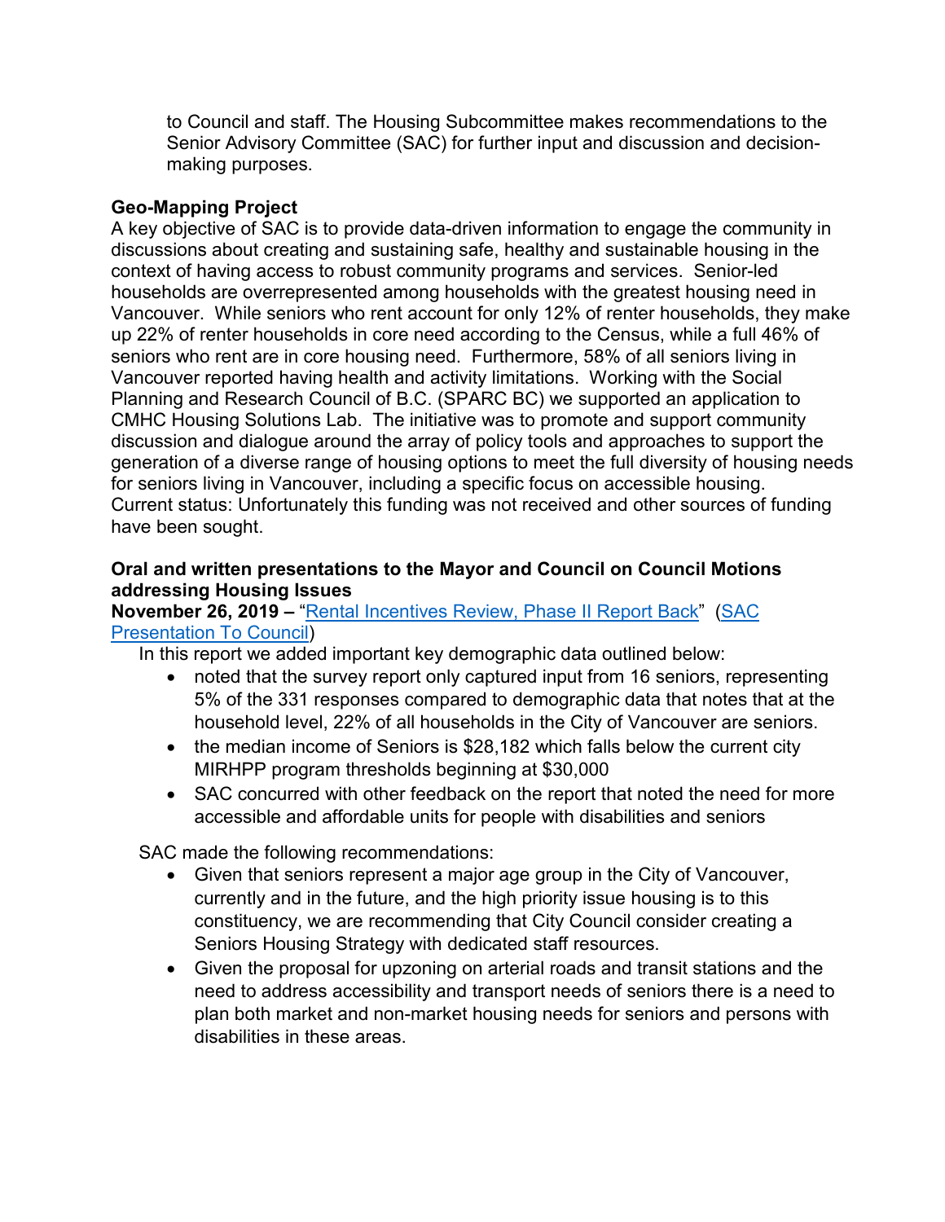to Council and staff. The Housing Subcommittee makes recommendations to the Senior Advisory Committee (SAC) for further input and discussion and decision-making purposes.

**Geo-Mapping Project**

A key objective of SAC is to provide data-driven information to engage the community in discussions about creating and sustaining safe, healthy and sustainable housing in the context of having access to robust community programs and services. Senior-led households are overrepresented among households with the greatest housing need in Vancouver. While seniors who rent account for only 12% of renter households, they make up 22% of renter households in core need according to the Census, while a full 46% of seniors who rent are in core housing need. Furthermore, 58% of all seniors living in Vancouver reported having health and activity limitations. Working with the Social Planning and Research Council of B.C. (SPARC BC) we supported an application to CMHC Housing Solutions Lab. The initiative was to promote and support community discussion and dialogue around the array of policy tools and approaches to support the generation of a diverse range of housing options to meet the full diversity of housing needs for seniors living in Vancouver, including a specific focus on accessible housing. Current status: Unfortunately this funding was not received and other sources of funding have been sought.

**Oral and written presentations to the Mayor and Council on Council Motions addressing Housing Issues**

**November 26, 2019 –** "Rental Incentives Review, Phase II Report Back" (SAC Presentation To Council)

In this report we added important key demographic data outlined below:

- noted that the survey report only captured input from 16 seniors, representing 5% of the 331 responses compared to demographic data that notes that at the household level, 22% of all households in the City of Vancouver are seniors.
- the median income of Seniors is $28,182 which falls below the current city MIRHPP program thresholds beginning at $30,000
- SAC concurred with other feedback on the report that noted the need for more accessible and affordable units for people with disabilities and seniors

SAC made the following recommendations:

- Given that seniors represent a major age group in the City of Vancouver, currently and in the future, and the high priority issue housing is to this constituency, we are recommending that City Council consider creating a Seniors Housing Strategy with dedicated staff resources.
- Given the proposal for upzoning on arterial roads and transit stations and the need to address accessibility and transport needs of seniors there is a need to plan both market and non-market housing needs for seniors and persons with disabilities in these areas.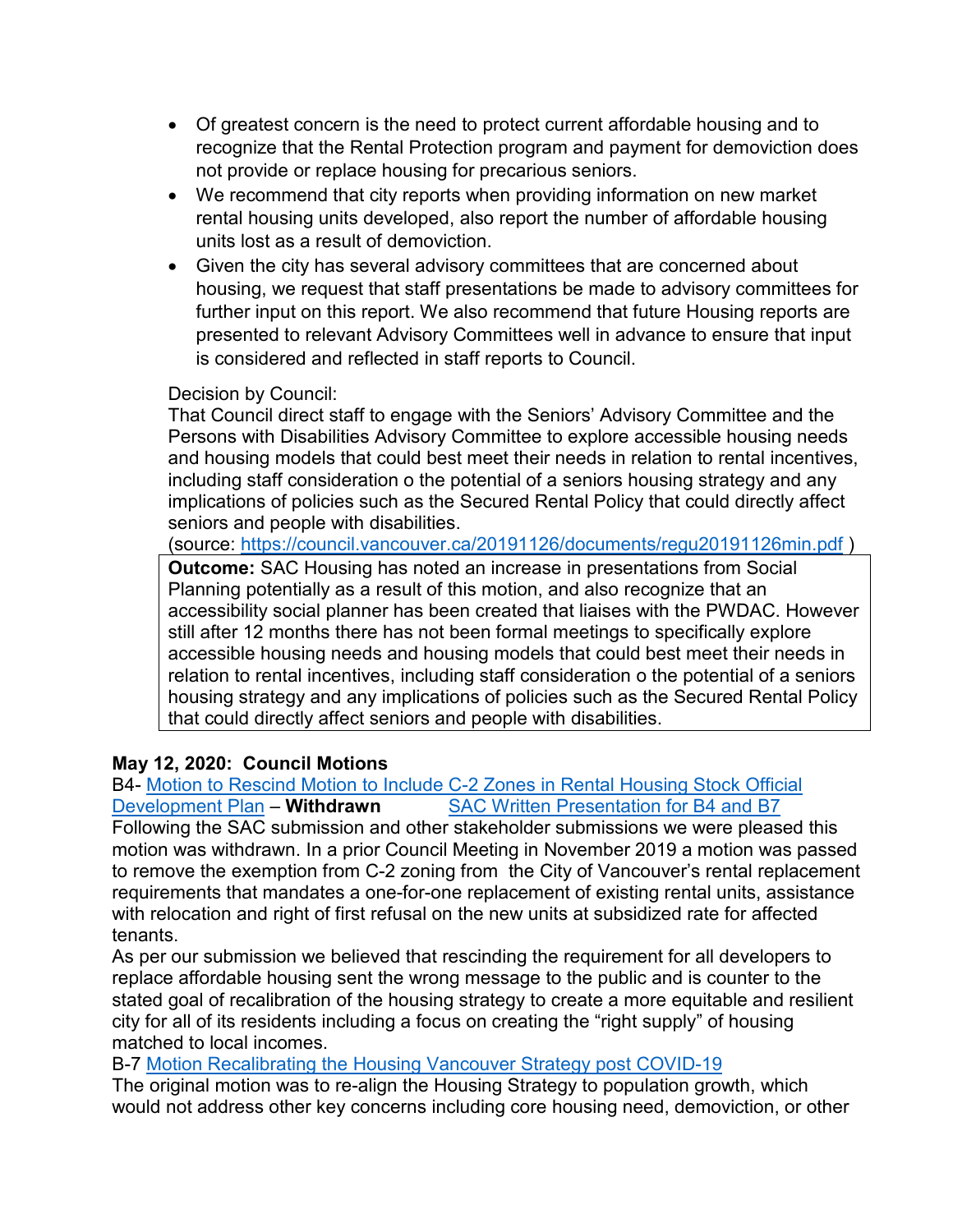- Of greatest concern is the need to protect current affordable housing and to recognize that the Rental Protection program and payment for demoviction does not provide or replace housing for precarious seniors.
- We recommend that city reports when providing information on new market rental housing units developed, also report the number of affordable housing units lost as a result of demoviction.
- Given the city has several advisory committees that are concerned about housing, we request that staff presentations be made to advisory committees for further input on this report. We also recommend that future Housing reports are presented to relevant Advisory Committees well in advance to ensure that input is considered and reflected in staff reports to Council.

Decision by Council:
That Council direct staff to engage with the Seniors' Advisory Committee and the Persons with Disabilities Advisory Committee to explore accessible housing needs and housing models that could best meet their needs in relation to rental incentives, including staff consideration o the potential of a seniors housing strategy and any implications of policies such as the Secured Rental Policy that could directly affect seniors and people with disabilities.
(source: https://council.vancouver.ca/20191126/documents/regu20191126min.pdf )

**Outcome:** SAC Housing has noted an increase in presentations from Social Planning potentially as a result of this motion, and also recognize that an accessibility social planner has been created that liaises with the PWDAC. However still after 12 months there has not been formal meetings to specifically explore accessible housing needs and housing models that could best meet their needs in relation to rental incentives, including staff consideration o the potential of a seniors housing strategy and any implications of policies such as the Secured Rental Policy that could directly affect seniors and people with disabilities.

**May 12, 2020: Council Motions**

B4- Motion to Rescind Motion to Include C-2 Zones in Rental Housing Stock Official Development Plan – **Withdrawn** SAC Written Presentation for B4 and B7

Following the SAC submission and other stakeholder submissions we were pleased this motion was withdrawn. In a prior Council Meeting in November 2019 a motion was passed to remove the exemption from C-2 zoning from the City of Vancouver's rental replacement requirements that mandates a one-for-one replacement of existing rental units, assistance with relocation and right of first refusal on the new units at subsidized rate for affected tenants.

As per our submission we believed that rescinding the requirement for all developers to replace affordable housing sent the wrong message to the public and is counter to the stated goal of recalibration of the housing strategy to create a more equitable and resilient city for all of its residents including a focus on creating the "right supply" of housing matched to local incomes.

B-7 Motion Recalibrating the Housing Vancouver Strategy post COVID-19

The original motion was to re-align the Housing Strategy to population growth, which would not address other key concerns including core housing need, demoviction, or other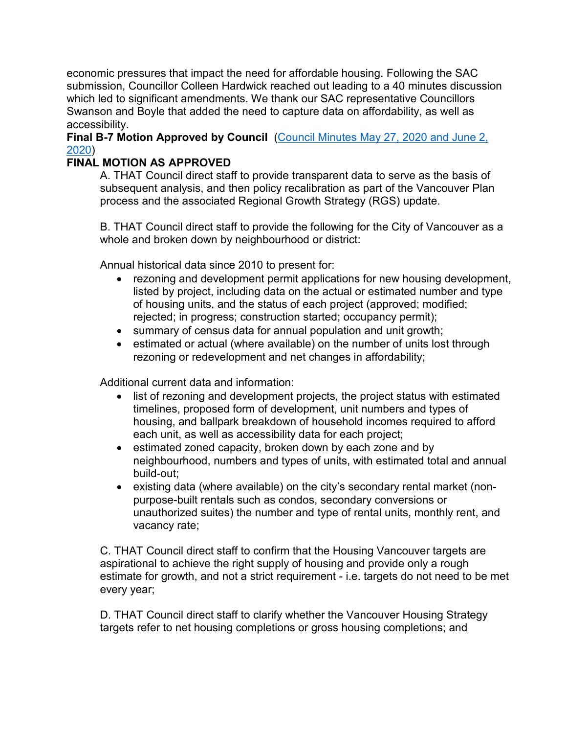economic pressures that impact the need for affordable housing. Following the SAC submission, Councillor Colleen Hardwick reached out leading to a 40 minutes discussion which led to significant amendments. We thank our SAC representative Councillors Swanson and Boyle that added the need to capture data on affordability, as well as accessibility.

**Final B-7 Motion Approved by Council** (Council Minutes May 27, 2020 and June 2, 2020)

**FINAL MOTION AS APPROVED**

A. THAT Council direct staff to provide transparent data to serve as the basis of subsequent analysis, and then policy recalibration as part of the Vancouver Plan process and the associated Regional Growth Strategy (RGS) update.

B. THAT Council direct staff to provide the following for the City of Vancouver as a whole and broken down by neighbourhood or district:

Annual historical data since 2010 to present for:

- rezoning and development permit applications for new housing development, listed by project, including data on the actual or estimated number and type of housing units, and the status of each project (approved; modified; rejected; in progress; construction started; occupancy permit);
- summary of census data for annual population and unit growth;
- estimated or actual (where available) on the number of units lost through rezoning or redevelopment and net changes in affordability;

Additional current data and information:

- list of rezoning and development projects, the project status with estimated timelines, proposed form of development, unit numbers and types of housing, and ballpark breakdown of household incomes required to afford each unit, as well as accessibility data for each project;
- estimated zoned capacity, broken down by each zone and by neighbourhood, numbers and types of units, with estimated total and annual build-out;
- existing data (where available) on the city's secondary rental market (non-purpose-built rentals such as condos, secondary conversions or unauthorized suites) the number and type of rental units, monthly rent, and vacancy rate;

C. THAT Council direct staff to confirm that the Housing Vancouver targets are aspirational to achieve the right supply of housing and provide only a rough estimate for growth, and not a strict requirement - i.e. targets do not need to be met every year;

D. THAT Council direct staff to clarify whether the Vancouver Housing Strategy targets refer to net housing completions or gross housing completions; and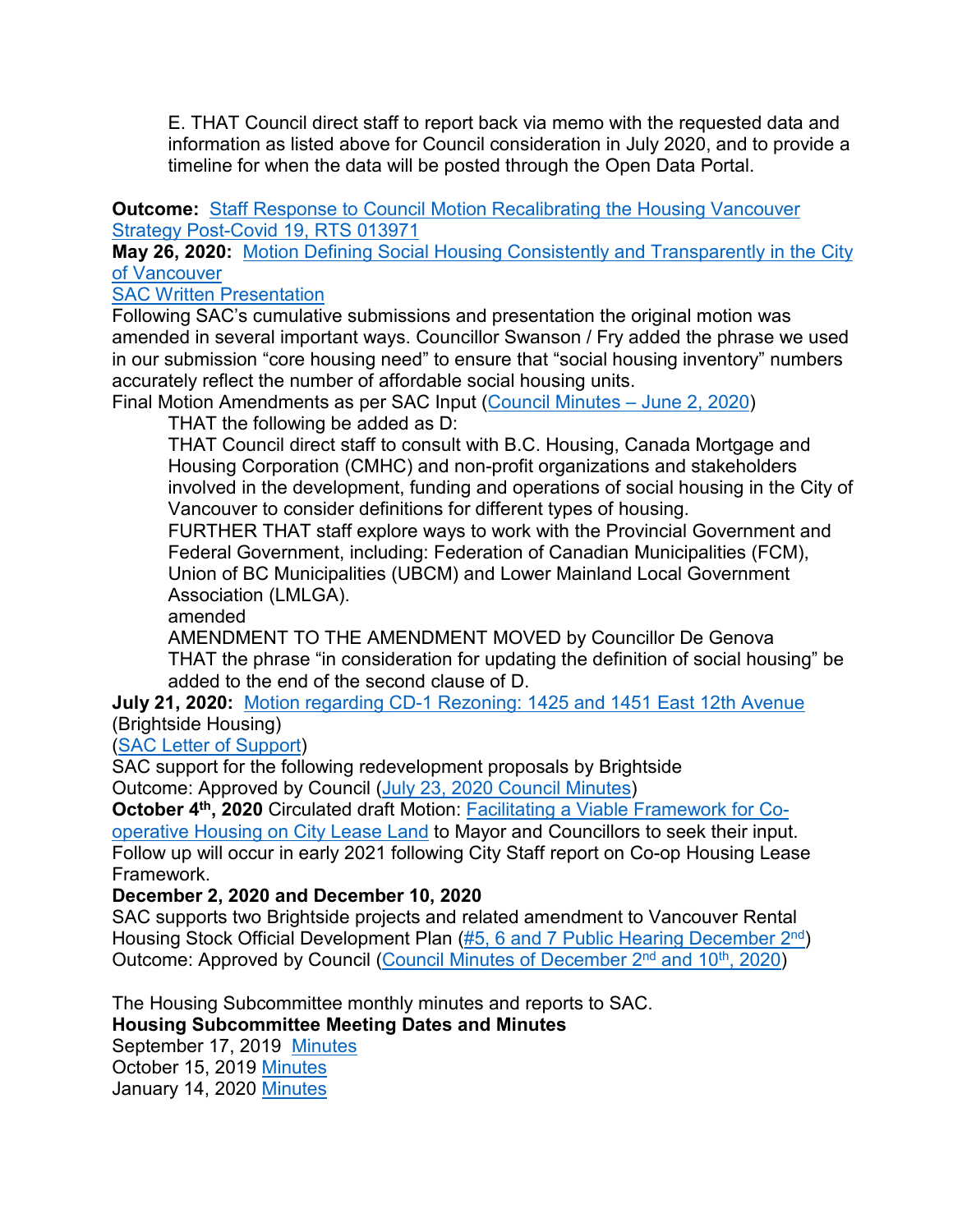E. THAT Council direct staff to report back via memo with the requested data and information as listed above for Council consideration in July 2020, and to provide a timeline for when the data will be posted through the Open Data Portal.

**Outcome:** Staff Response to Council Motion Recalibrating the Housing Vancouver Strategy Post-Covid 19, RTS 013971

**May 26, 2020:** Motion Defining Social Housing Consistently and Transparently in the City of Vancouver

SAC Written Presentation

Following SAC's cumulative submissions and presentation the original motion was amended in several important ways. Councillor Swanson / Fry added the phrase we used in our submission "core housing need" to ensure that "social housing inventory" numbers accurately reflect the number of affordable social housing units.

Final Motion Amendments as per SAC Input (Council Minutes – June 2, 2020)

> THAT the following be added as D:
>
> THAT Council direct staff to consult with B.C. Housing, Canada Mortgage and Housing Corporation (CMHC) and non-profit organizations and stakeholders involved in the development, funding and operations of social housing in the City of Vancouver to consider definitions for different types of housing.
>
> FURTHER THAT staff explore ways to work with the Provincial Government and Federal Government, including: Federation of Canadian Municipalities (FCM), Union of BC Municipalities (UBCM) and Lower Mainland Local Government Association (LMLGA).
>
> amended
>
> AMENDMENT TO THE AMENDMENT MOVED by Councillor De Genova
>
> THAT the phrase "in consideration for updating the definition of social housing" be added to the end of the second clause of D.

**July 21, 2020:** Motion regarding CD-1 Rezoning: 1425 and 1451 East 12th Avenue (Brightside Housing)

(SAC Letter of Support)

SAC support for the following redevelopment proposals by Brightside

Outcome: Approved by Council (July 23, 2020 Council Minutes)

**October 4th, 2020** Circulated draft Motion: Facilitating a Viable Framework for Co-operative Housing on City Lease Land to Mayor and Councillors to seek their input. Follow up will occur in early 2021 following City Staff report on Co-op Housing Lease Framework.

**December 2, 2020 and December 10, 2020**

SAC supports two Brightside projects and related amendment to Vancouver Rental Housing Stock Official Development Plan (#5, 6 and 7 Public Hearing December 2nd)

Outcome: Approved by Council (Council Minutes of December 2nd and 10th, 2020)

The Housing Subcommittee monthly minutes and reports to SAC.

**Housing Subcommittee Meeting Dates and Minutes**

September 17, 2019 Minutes

October 15, 2019 Minutes

January 14, 2020 Minutes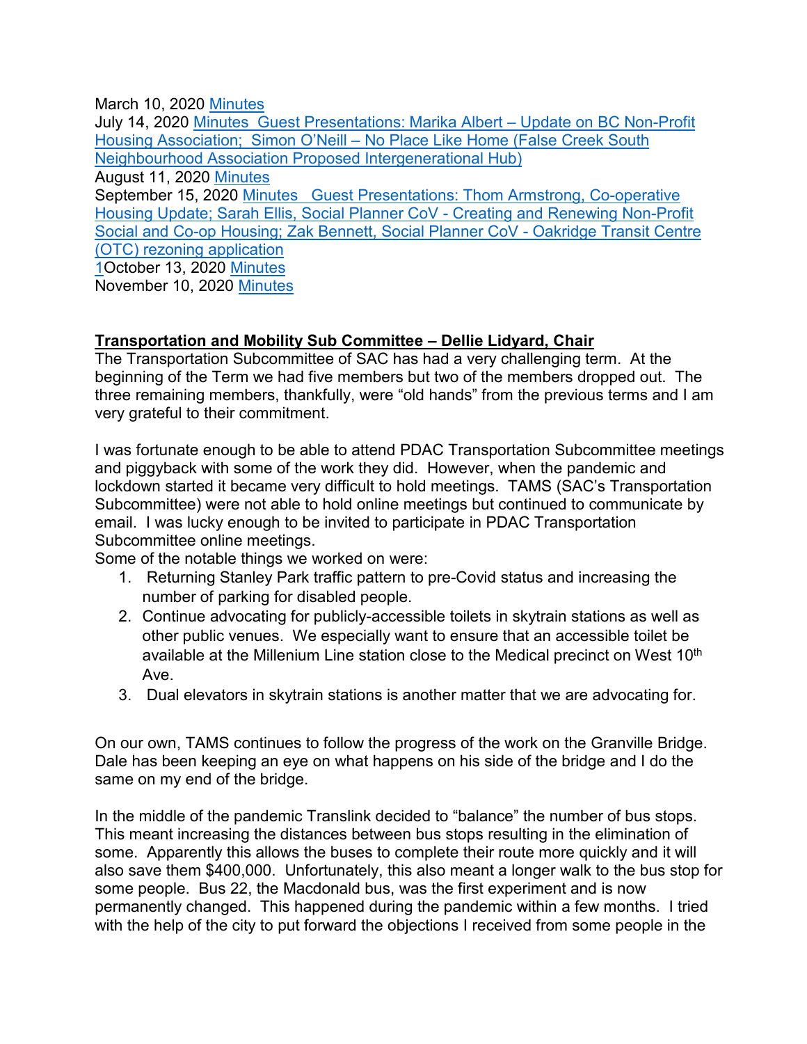March 10, 2020 Minutes
July 14, 2020 Minutes  Guest Presentations: Marika Albert – Update on BC Non-Profit Housing Association;  Simon O'Neill – No Place Like Home (False Creek South Neighbourhood Association Proposed Intergenerational Hub)
August 11, 2020 Minutes
September 15, 2020 Minutes   Guest Presentations: Thom Armstrong, Co-operative Housing Update; Sarah Ellis, Social Planner CoV - Creating and Renewing Non-Profit Social and Co-op Housing; Zak Bennett, Social Planner CoV - Oakridge Transit Centre (OTC) rezoning application
1October 13, 2020 Minutes
November 10, 2020 Minutes

**Transportation and Mobility Sub Committee – Dellie Lidyard, Chair**

The Transportation Subcommittee of SAC has had a very challenging term.  At the beginning of the Term we had five members but two of the members dropped out.  The three remaining members, thankfully, were "old hands" from the previous terms and I am very grateful to their commitment.

I was fortunate enough to be able to attend PDAC Transportation Subcommittee meetings and piggyback with some of the work they did.  However, when the pandemic and lockdown started it became very difficult to hold meetings.  TAMS (SAC's Transportation Subcommittee) were not able to hold online meetings but continued to communicate by email.  I was lucky enough to be invited to participate in PDAC Transportation Subcommittee online meetings.

Some of the notable things we worked on were:

1. Returning Stanley Park traffic pattern to pre-Covid status and increasing the number of parking for disabled people.
2. Continue advocating for publicly-accessible toilets in skytrain stations as well as other public venues.  We especially want to ensure that an accessible toilet be available at the Millenium Line station close to the Medical precinct on West 10th Ave.
3. Dual elevators in skytrain stations is another matter that we are advocating for.

On our own, TAMS continues to follow the progress of the work on the Granville Bridge. Dale has been keeping an eye on what happens on his side of the bridge and I do the same on my end of the bridge.

In the middle of the pandemic Translink decided to "balance" the number of bus stops. This meant increasing the distances between bus stops resulting in the elimination of some.  Apparently this allows the buses to complete their route more quickly and it will also save them $400,000.  Unfortunately, this also meant a longer walk to the bus stop for some people.  Bus 22, the Macdonald bus, was the first experiment and is now permanently changed.  This happened during the pandemic within a few months.  I tried with the help of the city to put forward the objections I received from some people in the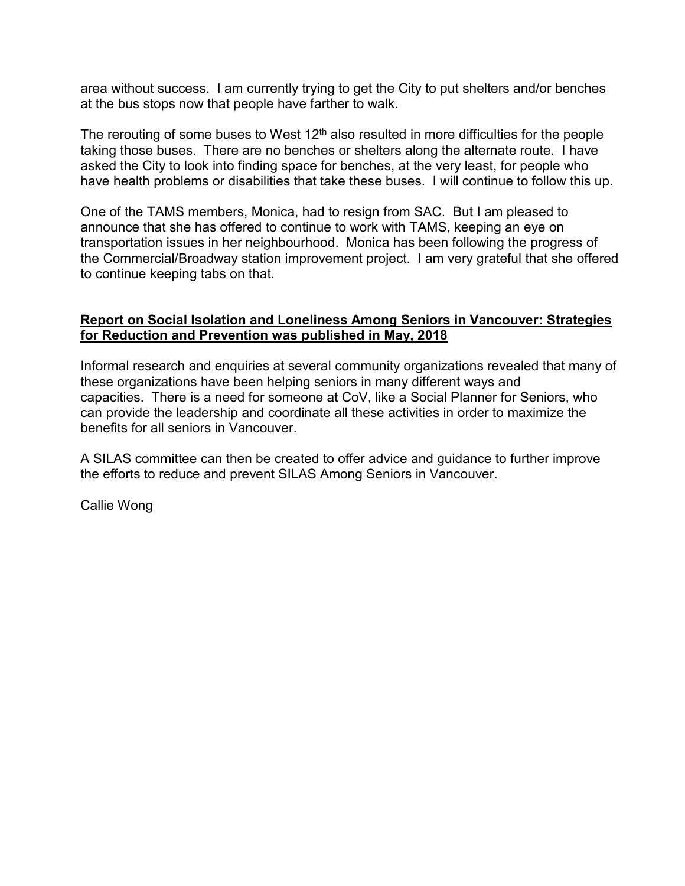area without success. I am currently trying to get the City to put shelters and/or benches at the bus stops now that people have farther to walk.

The rerouting of some buses to West 12th also resulted in more difficulties for the people taking those buses. There are no benches or shelters along the alternate route. I have asked the City to look into finding space for benches, at the very least, for people who have health problems or disabilities that take these buses. I will continue to follow this up.

One of the TAMS members, Monica, had to resign from SAC. But I am pleased to announce that she has offered to continue to work with TAMS, keeping an eye on transportation issues in her neighbourhood. Monica has been following the progress of the Commercial/Broadway station improvement project. I am very grateful that she offered to continue keeping tabs on that.

**Report on Social Isolation and Loneliness Among Seniors in Vancouver: Strategies for Reduction and Prevention was published in May, 2018**

Informal research and enquiries at several community organizations revealed that many of these organizations have been helping seniors in many different ways and capacities. There is a need for someone at CoV, like a Social Planner for Seniors, who can provide the leadership and coordinate all these activities in order to maximize the benefits for all seniors in Vancouver.

A SILAS committee can then be created to offer advice and guidance to further improve the efforts to reduce and prevent SILAS Among Seniors in Vancouver.

Callie Wong